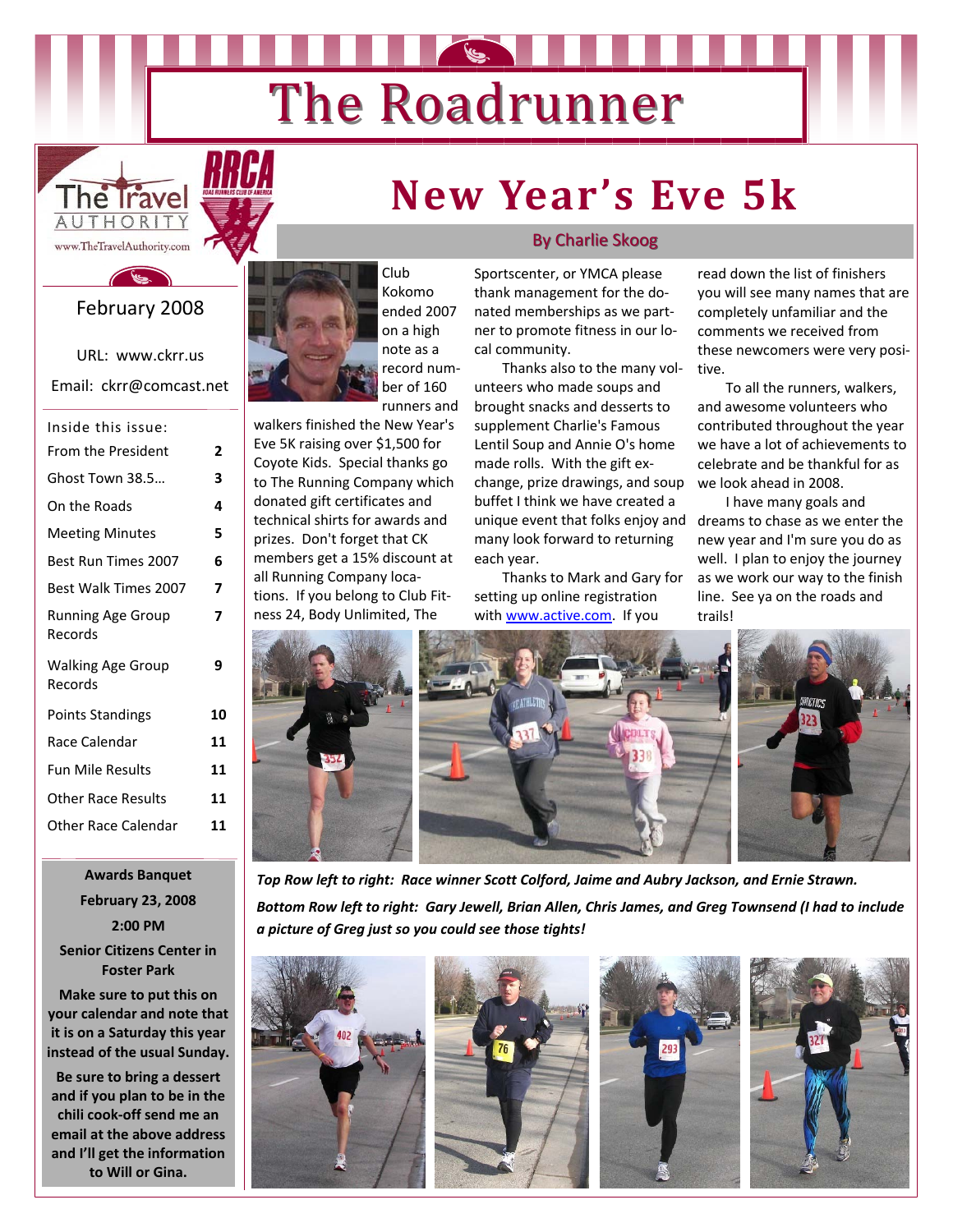# The Roadrunner

The Travel Authority
www.TheTravelAuthority.com

February 2008

URL: www.ckrr.us

Email: ckrr@comcast.net

| Inside this issue: | |
|---|---|
| From the President | 2 |
| Ghost Town 38.5… | 3 |
| On the Roads | 4 |
| Meeting Minutes | 5 |
| Best Run Times 2007 | 6 |
| Best Walk Times 2007 | 7 |
| Running Age Group Records | 7 |
| Walking Age Group Records | 9 |
| Points Standings | 10 |
| Race Calendar | 11 |
| Fun Mile Results | 11 |
| Other Race Results | 11 |
| Other Race Calendar | 11 |

**Awards Banquet**

**February 23, 2008**

**2:00 PM**

**Senior Citizens Center in Foster Park**

**Make sure to put this on your calendar and note that it is on a Saturday this year instead of the usual Sunday.**

**Be sure to bring a dessert and if you plan to be in the chili cook-off send me an email at the above address and I'll get the information to Will or Gina.**

# New Year's Eve 5k

**By Charlie Skoog**

Club Kokomo ended 2007 on a high note as a record number of 160 runners and walkers finished the New Year's Eve 5K raising over $1,500 for Coyote Kids. Special thanks go to The Running Company which donated gift certificates and technical shirts for awards and prizes. Don't forget that CK members get a 15% discount at all Running Company locations. If you belong to Club Fitness 24, Body Unlimited, The Sportscenter, or YMCA please thank management for the donated memberships as we partner to promote fitness in our local community.

Thanks also to the many volunteers who made soups and brought snacks and desserts to supplement Charlie's Famous Lentil Soup and Annie O's home made rolls. With the gift exchange, prize drawings, and soup buffet I think we have created a unique event that folks enjoy and many look forward to returning each year.

Thanks to Mark and Gary for setting up online registration with www.active.com. If you read down the list of finishers you will see many names that are completely unfamiliar and the comments we received from these newcomers were very positive.

To all the runners, walkers, and awesome volunteers who contributed throughout the year we have a lot of achievements to celebrate and be thankful for as we look ahead in 2008.

I have many goals and dreams to chase as we enter the new year and I'm sure you do as well. I plan to enjoy the journey as we work our way to the finish line. See ya on the roads and trails!

*Top Row left to right: Race winner Scott Colford, Jaime and Aubry Jackson, and Ernie Strawn.*

*Bottom Row left to right: Gary Jewell, Brian Allen, Chris James, and Greg Townsend (I had to include a picture of Greg just so you could see those tights!*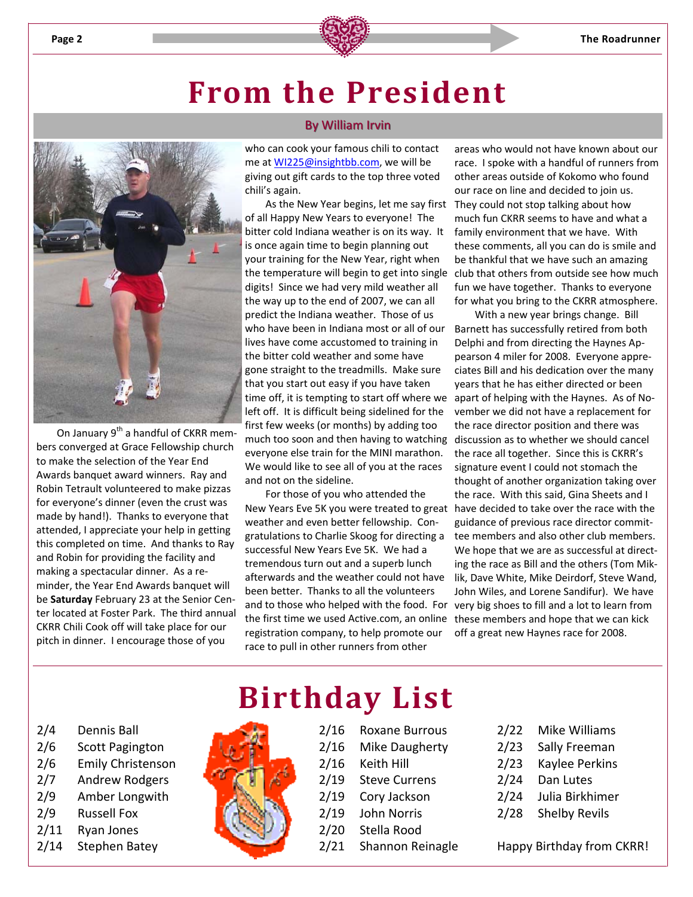# From the President

## By William Irvin

On January 9th a handful of CKRR members converged at Grace Fellowship church to make the selection of the Year End Awards banquet award winners. Ray and Robin Tetrault volunteered to make pizzas for everyone's dinner (even the crust was made by hand!). Thanks to everyone that attended, I appreciate your help in getting this completed on time. And thanks to Ray and Robin for providing the facility and making a spectacular dinner. As a reminder, the Year End Awards banquet will be **Saturday** February 23 at the Senior Center located at Foster Park. The third annual CKRR Chili Cook off will take place for our pitch in dinner. I encourage those of you who can cook your famous chili to contact me at WI225@insightbb.com, we will be giving out gift cards to the top three voted chili's again.

As the New Year begins, let me say first of all Happy New Years to everyone! The bitter cold Indiana weather is on its way. It is once again time to begin planning out your training for the New Year, right when the temperature will begin to get into single digits! Since we had very mild weather all the way up to the end of 2007, we can all predict the Indiana weather. Those of us who have been in Indiana most or all of our lives have come accustomed to training in the bitter cold weather and some have gone straight to the treadmills. Make sure that you start out easy if you have taken time off, it is tempting to start off where we left off. It is difficult being sidelined for the first few weeks (or months) by adding too much too soon and then having to watching everyone else train for the MINI marathon. We would like to see all of you at the races and not on the sideline.

For those of you who attended the New Years Eve 5K you were treated to great weather and even better fellowship. Congratulations to Charlie Skoog for directing a successful New Years Eve 5K. We had a tremendous turn out and a superb lunch afterwards and the weather could not have been better. Thanks to all the volunteers and to those who helped with the food. For the first time we used Active.com, an online registration company, to help promote our race to pull in other runners from other areas who would not have known about our race. I spoke with a handful of runners from other areas outside of Kokomo who found our race on line and decided to join us. They could not stop talking about how much fun CKRR seems to have and what a family environment that we have. With these comments, all you can do is smile and be thankful that we have such an amazing club that others from outside see how much fun we have together. Thanks to everyone for what you bring to the CKRR atmosphere.

With a new year brings change. Bill Barnett has successfully retired from both Delphi and from directing the Haynes Apperson 4 miler for 2008. Everyone appreciates Bill and his dedication over the many years that he has either directed or been apart of helping with the Haynes. As of November we did not have a replacement for the race director position and there was discussion as to whether we should cancel the race all together. Since this is CKRR's signature event I could not stomach the thought of another organization taking over the race. With this said, Gina Sheets and I have decided to take over the race with the guidance of previous race director committee members and also other club members. We hope that we are as successful at directing the race as Bill and the others (Tom Miklik, Dave White, Mike Deirdorf, Steve Wand, John Wiles, and Lorene Sandifur). We have very big shoes to fill and a lot to learn from these members and hope that we can kick off a great new Haynes race for 2008.

# Birthday List

| | |
|---|---|
| 2/4 | Dennis Ball |
| 2/6 | Scott Pagington |
| 2/6 | Emily Christenson |
| 2/7 | Andrew Rodgers |
| 2/9 | Amber Longwith |
| 2/9 | Russell Fox |
| 2/11 | Ryan Jones |
| 2/14 | Stephen Batey |
| 2/16 | Roxane Burrous |
| 2/16 | Mike Daugherty |
| 2/16 | Keith Hill |
| 2/19 | Steve Currens |
| 2/19 | Cory Jackson |
| 2/19 | John Norris |
| 2/20 | Stella Rood |
| 2/21 | Shannon Reinagle |
| 2/22 | Mike Williams |
| 2/23 | Sally Freeman |
| 2/23 | Kaylee Perkins |
| 2/24 | Dan Lutes |
| 2/24 | Julia Birkhimer |
| 2/28 | Shelby Revils |

Happy Birthday from CKRR!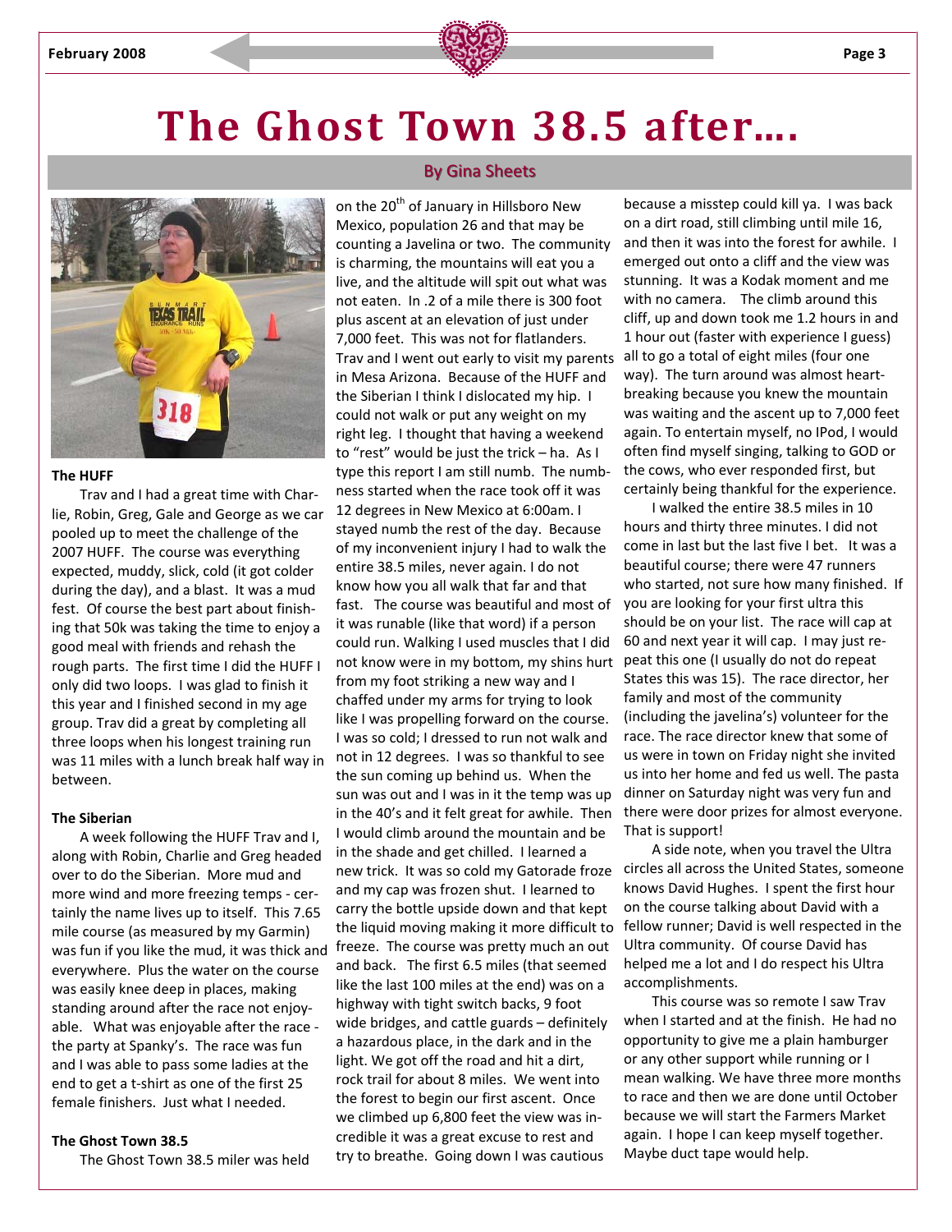# The Ghost Town 38.5 after….

**By Gina Sheets**

**The HUFF**

Trav and I had a great time with Charlie, Robin, Greg, Gale and George as we car pooled up to meet the challenge of the 2007 HUFF. The course was everything expected, muddy, slick, cold (it got colder during the day), and a blast. It was a mud fest. Of course the best part about finishing that 50k was taking the time to enjoy a good meal with friends and rehash the rough parts. The first time I did the HUFF I only did two loops. I was glad to finish it this year and I finished second in my age group. Trav did a great by completing all three loops when his longest training run was 11 miles with a lunch break half way in between.

**The Siberian**

A week following the HUFF Trav and I, along with Robin, Charlie and Greg headed over to do the Siberian. More mud and more wind and more freezing temps - certainly the name lives up to itself. This 7.65 mile course (as measured by my Garmin) was fun if you like the mud, it was thick and everywhere. Plus the water on the course was easily knee deep in places, making standing around after the race not enjoyable. What was enjoyable after the race - the party at Spanky's. The race was fun and I was able to pass some ladies at the end to get a t-shirt as one of the first 25 female finishers. Just what I needed.

**The Ghost Town 38.5**

The Ghost Town 38.5 miler was held on the 20th of January in Hillsboro New Mexico, population 26 and that may be counting a Javelina or two. The community is charming, the mountains will eat you a live, and the altitude will spit out what was not eaten. In .2 of a mile there is 300 foot plus ascent at an elevation of just under 7,000 feet. This was not for flatlanders. Trav and I went out early to visit my parents in Mesa Arizona. Because of the HUFF and the Siberian I think I dislocated my hip. I could not walk or put any weight on my right leg. I thought that having a weekend to "rest" would be just the trick – ha. As I type this report I am still numb. The numbness started when the race took off it was 12 degrees in New Mexico at 6:00am. I stayed numb the rest of the day. Because of my inconvenient injury I had to walk the entire 38.5 miles, never again. I do not know how you all walk that far and that fast. The course was beautiful and most of it was runable (like that word) if a person could run. Walking I used muscles that I did not know were in my bottom, my shins hurt from my foot striking a new way and I chaffed under my arms for trying to look like I was propelling forward on the course. I was so cold; I dressed to run not walk and not in 12 degrees. I was so thankful to see the sun coming up behind us. When the sun was out and I was in it the temp was up in the 40's and it felt great for awhile. Then I would climb around the mountain and be in the shade and get chilled. I learned a new trick. It was so cold my Gatorade froze and my cap was frozen shut. I learned to carry the bottle upside down and that kept the liquid moving making it more difficult to freeze. The course was pretty much an out and back. The first 6.5 miles (that seemed like the last 100 miles at the end) was on a highway with tight switch backs, 9 foot wide bridges, and cattle guards – definitely a hazardous place, in the dark and in the light. We got off the road and hit a dirt, rock trail for about 8 miles. We went into the forest to begin our first ascent. Once we climbed up 6,800 feet the view was incredible it was a great excuse to rest and try to breathe. Going down I was cautious because a misstep could kill ya. I was back on a dirt road, still climbing until mile 16, and then it was into the forest for awhile. I emerged out onto a cliff and the view was stunning. It was a Kodak moment and me with no camera. The climb around this cliff, up and down took me 1.2 hours in and 1 hour out (faster with experience I guess) all to go a total of eight miles (four one way). The turn around was almost heartbreaking because you knew the mountain was waiting and the ascent up to 7,000 feet again. To entertain myself, no IPod, I would often find myself singing, talking to GOD or the cows, who ever responded first, but certainly being thankful for the experience.

I walked the entire 38.5 miles in 10 hours and thirty three minutes. I did not come in last but the last five I bet. It was a beautiful course; there were 47 runners who started, not sure how many finished. If you are looking for your first ultra this should be on your list. The race will cap at 60 and next year it will cap. I may just repeat this one (I usually do not do repeat States this was 15). The race director, her family and most of the community (including the javelina's) volunteer for the race. The race director knew that some of us were in town on Friday night she invited us into her home and fed us well. The pasta dinner on Saturday night was very fun and there were door prizes for almost everyone. That is support!

A side note, when you travel the Ultra circles all across the United States, someone knows David Hughes. I spent the first hour on the course talking about David with a fellow runner; David is well respected in the Ultra community. Of course David has helped me a lot and I do respect his Ultra accomplishments.

This course was so remote I saw Trav when I started and at the finish. He had no opportunity to give me a plain hamburger or any other support while running or I mean walking. We have three more months to race and then we are done until October because we will start the Farmers Market again. I hope I can keep myself together. Maybe duct tape would help.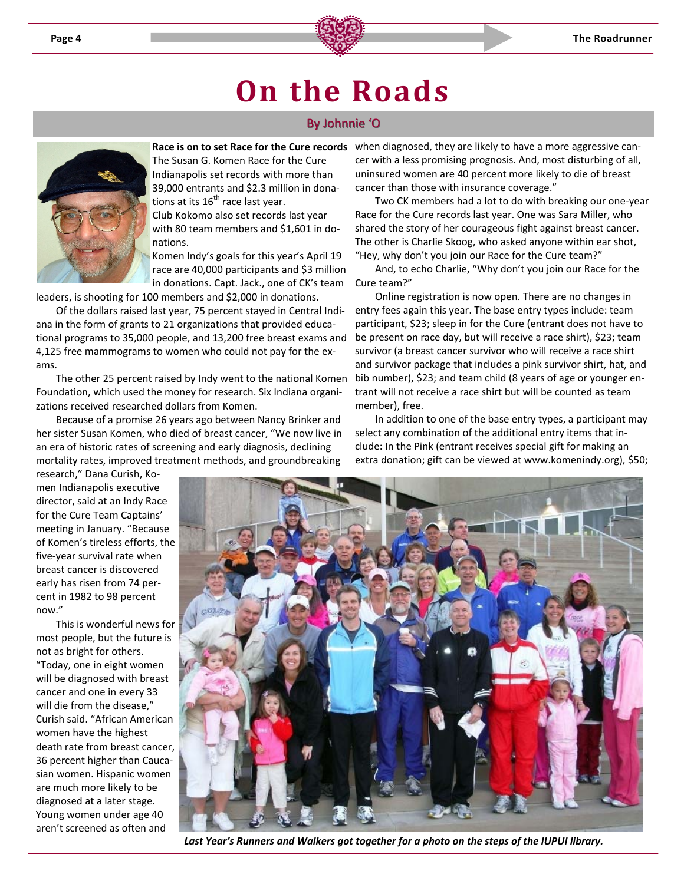# On the Roads

By Johnnie 'O

**Race is on to set Race for the Cure records**

The Susan G. Komen Race for the Cure Indianapolis set records with more than 39,000 entrants and $2.3 million in donations at its 16th race last year.

Club Kokomo also set records last year with 80 team members and $1,601 in donations.

Komen Indy's goals for this year's April 19 race are 40,000 participants and $3 million in donations. Capt. Jack., one of CK's team leaders, is shooting for 100 members and $2,000 in donations.

Of the dollars raised last year, 75 percent stayed in Central Indiana in the form of grants to 21 organizations that provided educational programs to 35,000 people, and 13,200 free breast exams and 4,125 free mammograms to women who could not pay for the exams.

The other 25 percent raised by Indy went to the national Komen Foundation, which used the money for research. Six Indiana organizations received researched dollars from Komen.

Because of a promise 26 years ago between Nancy Brinker and her sister Susan Komen, who died of breast cancer, "We now live in an era of historic rates of screening and early diagnosis, declining mortality rates, improved treatment methods, and groundbreaking research," Dana Curish, Komen Indianapolis executive director, said at an Indy Race for the Cure Team Captains' meeting in January. "Because of Komen's tireless efforts, the five-year survival rate when breast cancer is discovered early has risen from 74 percent in 1982 to 98 percent now."

This is wonderful news for most people, but the future is not as bright for others. "Today, one in eight women will be diagnosed with breast cancer and one in every 33 will die from the disease," Curish said. "African American women have the highest death rate from breast cancer, 36 percent higher than Caucasian women. Hispanic women are much more likely to be diagnosed at a later stage. Young women under age 40 aren't screened as often and when diagnosed, they are likely to have a more aggressive cancer with a less promising prognosis. And, most disturbing of all, uninsured women are 40 percent more likely to die of breast cancer than those with insurance coverage."

Two CK members had a lot to do with breaking our one-year Race for the Cure records last year. One was Sara Miller, who shared the story of her courageous fight against breast cancer. The other is Charlie Skoog, who asked anyone within ear shot, "Hey, why don't you join our Race for the Cure team?"

And, to echo Charlie, "Why don't you join our Race for the Cure team?"

Online registration is now open. There are no changes in entry fees again this year. The base entry types include: team participant, $23; sleep in for the Cure (entrant does not have to be present on race day, but will receive a race shirt), $23; team survivor (a breast cancer survivor who will receive a race shirt and survivor package that includes a pink survivor shirt, hat, and bib number), $23; and team child (8 years of age or younger entrant will not receive a race shirt but will be counted as team member), free.

In addition to one of the base entry types, a participant may select any combination of the additional entry items that include: In the Pink (entrant receives special gift for making an extra donation; gift can be viewed at www.komenindy.org), $50;

*Last Year's Runners and Walkers got together for a photo on the steps of the IUPUI library.*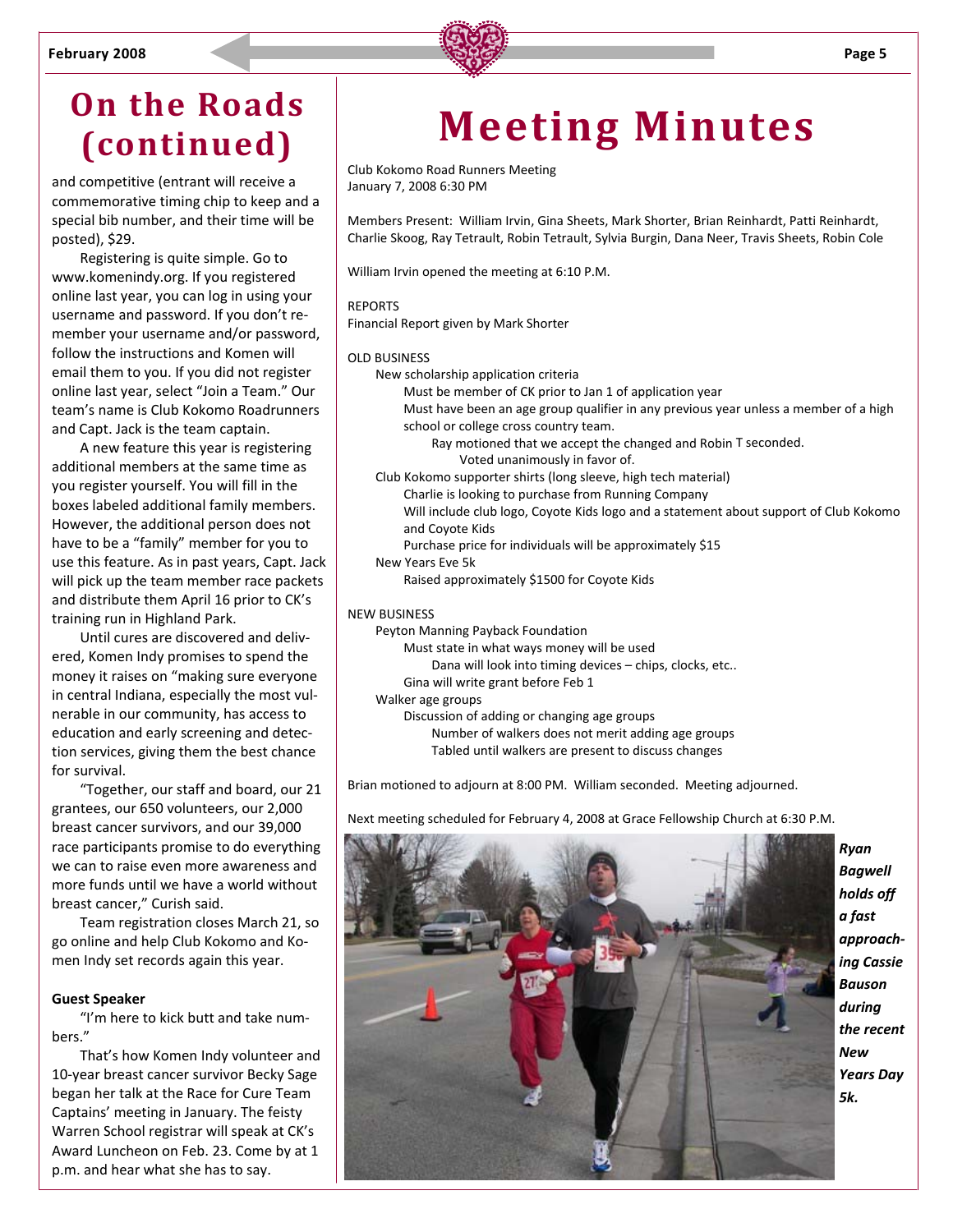# On the Roads (continued)

and competitive (entrant will receive a commemorative timing chip to keep and a special bib number, and their time will be posted), $29.

Registering is quite simple. Go to www.komenindy.org. If you registered online last year, you can log in using your username and password. If you don't remember your username and/or password, follow the instructions and Komen will email them to you. If you did not register online last year, select "Join a Team." Our team's name is Club Kokomo Roadrunners and Capt. Jack is the team captain.

A new feature this year is registering additional members at the same time as you register yourself. You will fill in the boxes labeled additional family members. However, the additional person does not have to be a "family" member for you to use this feature. As in past years, Capt. Jack will pick up the team member race packets and distribute them April 16 prior to CK's training run in Highland Park.

Until cures are discovered and delivered, Komen Indy promises to spend the money it raises on "making sure everyone in central Indiana, especially the most vulnerable in our community, has access to education and early screening and detection services, giving them the best chance for survival.

"Together, our staff and board, our 21 grantees, our 650 volunteers, our 2,000 breast cancer survivors, and our 39,000 race participants promise to do everything we can to raise even more awareness and more funds until we have a world without breast cancer," Curish said.

Team registration closes March 21, so go online and help Club Kokomo and Komen Indy set records again this year.

**Guest Speaker**

"I'm here to kick butt and take numbers."

That's how Komen Indy volunteer and 10-year breast cancer survivor Becky Sage began her talk at the Race for Cure Team Captains' meeting in January. The feisty Warren School registrar will speak at CK's Award Luncheon on Feb. 23. Come by at 1 p.m. and hear what she has to say.

# Meeting Minutes

Club Kokomo Road Runners Meeting
January 7, 2008 6:30 PM

Members Present: William Irvin, Gina Sheets, Mark Shorter, Brian Reinhardt, Patti Reinhardt, Charlie Skoog, Ray Tetrault, Robin Tetrault, Sylvia Burgin, Dana Neer, Travis Sheets, Robin Cole

William Irvin opened the meeting at 6:10 P.M.

REPORTS
Financial Report given by Mark Shorter

OLD BUSINESS
- New scholarship application criteria
  - Must be member of CK prior to Jan 1 of application year
  - Must have been an age group qualifier in any previous year unless a member of a high school or college cross country team.
    - Ray motioned that we accept the changed and Robin T seconded.
      - Voted unanimously in favor of.
- Club Kokomo supporter shirts (long sleeve, high tech material)
  - Charlie is looking to purchase from Running Company
  - Will include club logo, Coyote Kids logo and a statement about support of Club Kokomo and Coyote Kids
  - Purchase price for individuals will be approximately $15
- New Years Eve 5k
  - Raised approximately $1500 for Coyote Kids

NEW BUSINESS
- Peyton Manning Payback Foundation
  - Must state in what ways money will be used
    - Dana will look into timing devices – chips, clocks, etc..
  - Gina will write grant before Feb 1
- Walker age groups
  - Discussion of adding or changing age groups
    - Number of walkers does not merit adding age groups
    - Tabled until walkers are present to discuss changes

Brian motioned to adjourn at 8:00 PM. William seconded. Meeting adjourned.

Next meeting scheduled for February 4, 2008 at Grace Fellowship Church at 6:30 P.M.

***Ryan Bagwell holds off a fast approaching Cassie Bauson during the recent New Years Day 5k.***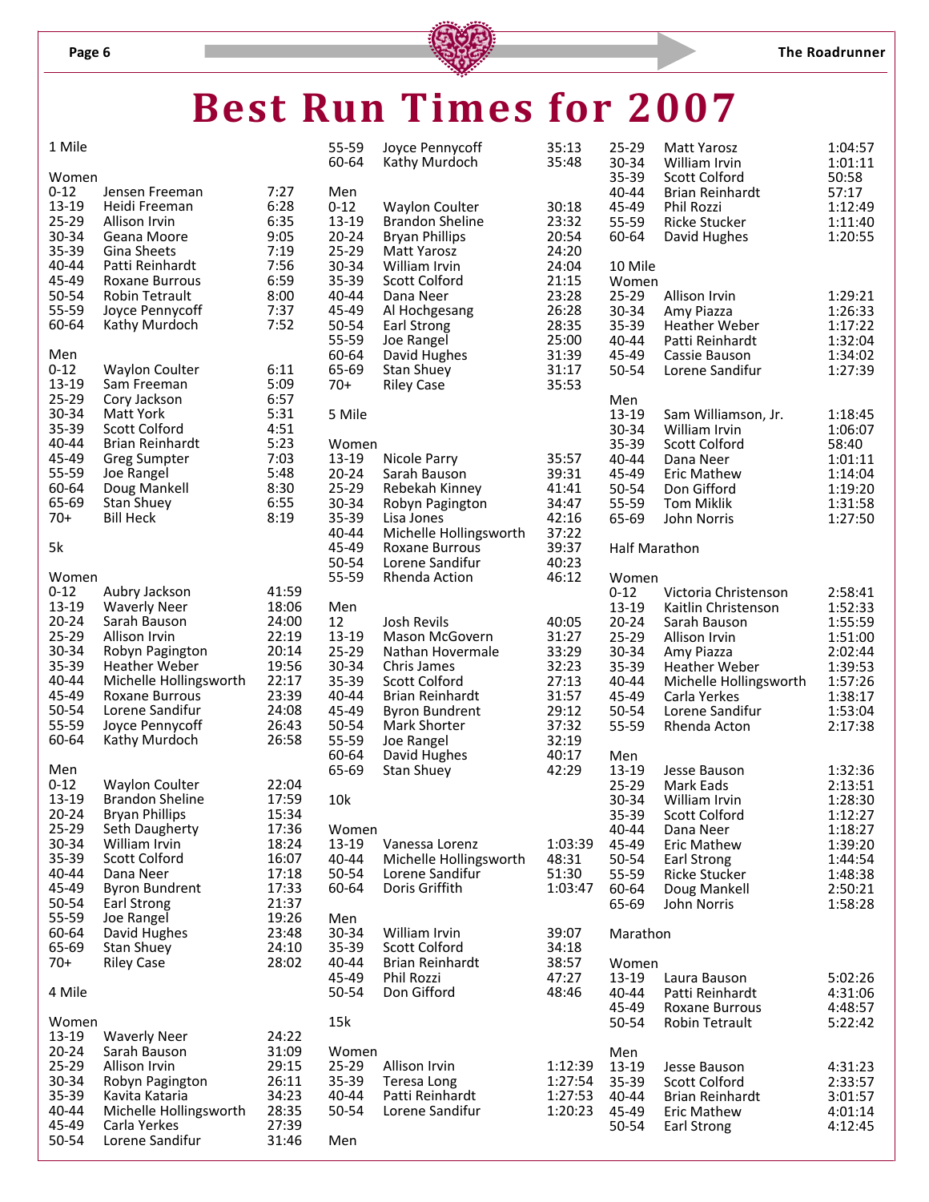# Best Run Times for 2007

## 1 Mile

### Women

| Age | Name | Time |
|---|---|---|
| 0-12 | Jensen Freeman | 7:27 |
| 13-19 | Heidi Freeman | 6:28 |
| 25-29 | Allison Irvin | 6:35 |
| 30-34 | Geana Moore | 9:05 |
| 35-39 | Gina Sheets | 7:19 |
| 40-44 | Patti Reinhardt | 7:56 |
| 45-49 | Roxane Burrous | 6:59 |
| 50-54 | Robin Tetrault | 8:00 |
| 55-59 | Joyce Pennycoff | 7:37 |
| 60-64 | Kathy Murdoch | 7:52 |

### Men

| Age | Name | Time |
|---|---|---|
| 0-12 | Waylon Coulter | 6:11 |
| 13-19 | Sam Freeman | 5:09 |
| 25-29 | Cory Jackson | 6:57 |
| 30-34 | Matt York | 5:31 |
| 35-39 | Scott Colford | 4:51 |
| 40-44 | Brian Reinhardt | 5:23 |
| 45-49 | Greg Sumpter | 7:03 |
| 55-59 | Joe Rangel | 5:48 |
| 60-64 | Doug Mankell | 8:30 |
| 65-69 | Stan Shuey | 6:55 |
| 70+ | Bill Heck | 8:19 |

## 5k

### Women

| Age | Name | Time |
|---|---|---|
| 0-12 | Aubry Jackson | 41:59 |
| 13-19 | Waverly Neer | 18:06 |
| 20-24 | Sarah Bauson | 24:00 |
| 25-29 | Allison Irvin | 22:19 |
| 30-34 | Robyn Pagington | 20:14 |
| 35-39 | Heather Weber | 19:56 |
| 40-44 | Michelle Hollingsworth | 22:17 |
| 45-49 | Roxane Burrous | 23:39 |
| 50-54 | Lorene Sandifur | 24:08 |
| 55-59 | Joyce Pennycoff | 26:43 |
| 60-64 | Kathy Murdoch | 26:58 |

### Men

| Age | Name | Time |
|---|---|---|
| 0-12 | Waylon Coulter | 22:04 |
| 13-19 | Brandon Sheline | 17:59 |
| 20-24 | Bryan Phillips | 15:34 |
| 25-29 | Seth Daugherty | 17:36 |
| 30-34 | William Irvin | 18:24 |
| 35-39 | Scott Colford | 16:07 |
| 40-44 | Dana Neer | 17:18 |
| 45-49 | Byron Bundrent | 17:33 |
| 50-54 | Earl Strong | 21:37 |
| 55-59 | Joe Rangel | 19:26 |
| 60-64 | David Hughes | 23:48 |
| 65-69 | Stan Shuey | 24:10 |
| 70+ | Riley Case | 28:02 |

## 4 Mile

### Women

| Age | Name | Time |
|---|---|---|
| 13-19 | Waverly Neer | 24:22 |
| 20-24 | Sarah Bauson | 31:09 |
| 25-29 | Allison Irvin | 29:15 |
| 30-34 | Robyn Pagington | 26:11 |
| 35-39 | Kavita Kataria | 34:23 |
| 40-44 | Michelle Hollingsworth | 28:35 |
| 45-49 | Carla Yerkes | 27:39 |
| 50-54 | Lorene Sandifur | 31:46 |
| 55-59 | Joyce Pennycoff | 35:13 |
| 60-64 | Kathy Murdoch | 35:48 |

### Men

| Age | Name | Time |
|---|---|---|
| 0-12 | Waylon Coulter | 30:18 |
| 13-19 | Brandon Sheline | 23:32 |
| 20-24 | Bryan Phillips | 20:54 |
| 25-29 | Matt Yarosz | 24:20 |
| 30-34 | William Irvin | 24:04 |
| 35-39 | Scott Colford | 21:15 |
| 40-44 | Dana Neer | 23:28 |
| 45-49 | Al Hochgesang | 26:28 |
| 50-54 | Earl Strong | 28:35 |
| 55-59 | Joe Rangel | 25:00 |
| 60-64 | David Hughes | 31:39 |
| 65-69 | Stan Shuey | 31:17 |
| 70+ | Riley Case | 35:53 |

## 5 Mile

### Women

| Age | Name | Time |
|---|---|---|
| 13-19 | Nicole Parry | 35:57 |
| 20-24 | Sarah Bauson | 39:31 |
| 25-29 | Rebekah Kinney | 41:41 |
| 30-34 | Robyn Pagington | 34:47 |
| 35-39 | Lisa Jones | 42:16 |
| 40-44 | Michelle Hollingsworth | 37:22 |
| 45-49 | Roxane Burrous | 39:37 |
| 50-54 | Lorene Sandifur | 40:23 |
| 55-59 | Rhenda Action | 46:12 |

### Men

| Age | Name | Time |
|---|---|---|
| 12 | Josh Revils | 40:05 |
| 13-19 | Mason McGovern | 31:27 |
| 25-29 | Nathan Hovermale | 33:29 |
| 30-34 | Chris James | 32:23 |
| 35-39 | Scott Colford | 27:13 |
| 40-44 | Brian Reinhardt | 31:57 |
| 45-49 | Byron Bundrent | 29:12 |
| 50-54 | Mark Shorter | 37:32 |
| 55-59 | Joe Rangel | 32:19 |
| 60-64 | David Hughes | 40:17 |
| 65-69 | Stan Shuey | 42:29 |

## 10k

### Women

| Age | Name | Time |
|---|---|---|
| 13-19 | Vanessa Lorenz | 1:03:39 |
| 40-44 | Michelle Hollingsworth | 48:31 |
| 50-54 | Lorene Sandifur | 51:30 |
| 60-64 | Doris Griffith | 1:03:47 |

### Men

| Age | Name | Time |
|---|---|---|
| 30-34 | William Irvin | 39:07 |
| 35-39 | Scott Colford | 34:18 |
| 40-44 | Brian Reinhardt | 38:57 |
| 45-49 | Phil Rozzi | 47:27 |
| 50-54 | Don Gifford | 48:46 |

## 15k

### Women

| Age | Name | Time |
|---|---|---|
| 25-29 | Allison Irvin | 1:12:39 |
| 35-39 | Teresa Long | 1:27:54 |
| 40-44 | Patti Reinhardt | 1:27:53 |
| 50-54 | Lorene Sandifur | 1:20:23 |

### Men

| Age | Name | Time |
|---|---|---|
| 25-29 | Matt Yarosz | 1:04:57 |
| 30-34 | William Irvin | 1:01:11 |
| 35-39 | Scott Colford | 50:58 |
| 40-44 | Brian Reinhardt | 57:17 |
| 45-49 | Phil Rozzi | 1:12:49 |
| 55-59 | Ricke Stucker | 1:11:40 |
| 60-64 | David Hughes | 1:20:55 |

## 10 Mile

### Women

| Age | Name | Time |
|---|---|---|
| 25-29 | Allison Irvin | 1:29:21 |
| 30-34 | Amy Piazza | 1:26:33 |
| 35-39 | Heather Weber | 1:17:22 |
| 40-44 | Patti Reinhardt | 1:32:04 |
| 45-49 | Cassie Bauson | 1:34:02 |
| 50-54 | Lorene Sandifur | 1:27:39 |

### Men

| Age | Name | Time |
|---|---|---|
| 13-19 | Sam Williamson, Jr. | 1:18:45 |
| 30-34 | William Irvin | 1:06:07 |
| 35-39 | Scott Colford | 58:40 |
| 40-44 | Dana Neer | 1:01:11 |
| 45-49 | Eric Mathew | 1:14:04 |
| 50-54 | Don Gifford | 1:19:20 |
| 55-59 | Tom Miklik | 1:31:58 |
| 65-69 | John Norris | 1:27:50 |

## Half Marathon

### Women

| Age | Name | Time |
|---|---|---|
| 0-12 | Victoria Christenson | 2:58:41 |
| 13-19 | Kaitlin Christenson | 1:52:33 |
| 20-24 | Sarah Bauson | 1:55:59 |
| 25-29 | Allison Irvin | 1:51:00 |
| 30-34 | Amy Piazza | 2:02:44 |
| 35-39 | Heather Weber | 1:39:53 |
| 40-44 | Michelle Hollingsworth | 1:57:26 |
| 45-49 | Carla Yerkes | 1:38:17 |
| 50-54 | Lorene Sandifur | 1:53:04 |
| 55-59 | Rhenda Acton | 2:17:38 |

### Men

| Age | Name | Time |
|---|---|---|
| 13-19 | Jesse Bauson | 1:32:36 |
| 25-29 | Mark Eads | 2:13:51 |
| 30-34 | William Irvin | 1:28:30 |
| 35-39 | Scott Colford | 1:12:27 |
| 40-44 | Dana Neer | 1:18:27 |
| 45-49 | Eric Mathew | 1:39:20 |
| 50-54 | Earl Strong | 1:44:54 |
| 55-59 | Ricke Stucker | 1:48:38 |
| 60-64 | Doug Mankell | 2:50:21 |
| 65-69 | John Norris | 1:58:28 |

## Marathon

### Women

| Age | Name | Time |
|---|---|---|
| 13-19 | Laura Bauson | 5:02:26 |
| 40-44 | Patti Reinhardt | 4:31:06 |
| 45-49 | Roxane Burrous | 4:48:57 |
| 50-54 | Robin Tetrault | 5:22:42 |

### Men

| Age | Name | Time |
|---|---|---|
| 13-19 | Jesse Bauson | 4:31:23 |
| 35-39 | Scott Colford | 2:33:57 |
| 40-44 | Brian Reinhardt | 3:01:57 |
| 45-49 | Eric Mathew | 4:01:14 |
| 50-54 | Earl Strong | 4:12:45 |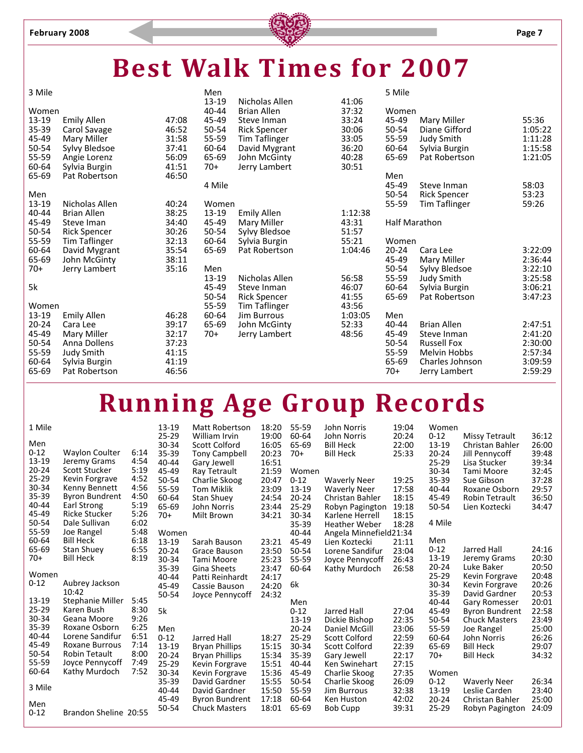# Best Walk Times for 2007

## 3 Mile

**Women**

| Age | Name | Time |
|---|---|---|
| 13-19 | Emily Allen | 47:08 |
| 35-39 | Carol Savage | 46:52 |
| 45-49 | Mary Miller | 31:58 |
| 50-54 | Sylvy Bledsoe | 37:41 |
| 55-59 | Angie Lorenz | 56:09 |
| 60-64 | Sylvia Burgin | 41:51 |
| 65-69 | Pat Robertson | 46:50 |

**Men**

| Age | Name | Time |
|---|---|---|
| 13-19 | Nicholas Allen | 40:24 |
| 40-44 | Brian Allen | 38:25 |
| 45-49 | Steve Iman | 34:40 |
| 50-54 | Rick Spencer | 30:26 |
| 55-59 | Tim Taflinger | 32:13 |
| 60-64 | David Mygrant | 35:54 |
| 65-69 | John McGinty | 38:11 |
| 70+ | Jerry Lambert | 35:16 |

## 5k

**Women**

| Age | Name | Time |
|---|---|---|
| 13-19 | Emily Allen | 46:28 |
| 20-24 | Cara Lee | 39:17 |
| 45-49 | Mary Miller | 32:17 |
| 50-54 | Anna Dollens | 37:23 |
| 55-59 | Judy Smith | 41:15 |
| 60-64 | Sylvia Burgin | 41:19 |
| 65-69 | Pat Robertson | 46:56 |

**Men**

| Age | Name | Time |
|---|---|---|
| 13-19 | Nicholas Allen | 41:06 |
| 40-44 | Brian Allen | 37:32 |
| 45-49 | Steve Inman | 33:24 |
| 50-54 | Rick Spencer | 30:06 |
| 55-59 | Tim Taflinger | 33:05 |
| 60-64 | David Mygrant | 36:20 |
| 65-69 | John McGinty | 40:28 |
| 70+ | Jerry Lambert | 30:51 |

## 4 Mile

**Women**

| Age | Name | Time |
|---|---|---|
| 13-19 | Emily Allen | 1:12:38 |
| 45-49 | Mary Miller | 43:31 |
| 50-54 | Sylvy Bledsoe | 51:57 |
| 60-64 | Sylvia Burgin | 55:21 |
| 65-69 | Pat Robertson | 1:04:46 |

**Men**

| Age | Name | Time |
|---|---|---|
| 13-19 | Nicholas Allen | 56:58 |
| 45-49 | Steve Inman | 46:07 |
| 50-54 | Rick Spencer | 41:55 |
| 55-59 | Tim Taflinger | 43:56 |
| 60-64 | Jim Burrous | 1:03:05 |
| 65-69 | John McGinty | 52:33 |
| 70+ | Jerry Lambert | 48:56 |

## 5 Mile

**Women**

| Age | Name | Time |
|---|---|---|
| 45-49 | Mary Miller | 55:36 |
| 50-54 | Diane Gifford | 1:05:22 |
| 55-59 | Judy Smith | 1:11:28 |
| 60-64 | Sylvia Burgin | 1:15:58 |
| 65-69 | Pat Robertson | 1:21:05 |

**Men**

| Age | Name | Time |
|---|---|---|
| 45-49 | Steve Inman | 58:03 |
| 50-54 | Rick Spencer | 53:23 |
| 55-59 | Tim Taflinger | 59:26 |

## Half Marathon

**Women**

| Age | Name | Time |
|---|---|---|
| 20-24 | Cara Lee | 3:22:09 |
| 45-49 | Mary Miller | 2:36:44 |
| 50-54 | Sylvy Bledsoe | 3:22:10 |
| 55-59 | Judy Smith | 3:25:58 |
| 60-64 | Sylvia Burgin | 3:06:21 |
| 65-69 | Pat Robertson | 3:47:23 |

**Men**

| Age | Name | Time |
|---|---|---|
| 40-44 | Brian Allen | 2:47:51 |
| 45-49 | Steve Inman | 2:41:20 |
| 50-54 | Russell Fox | 2:30:00 |
| 55-59 | Melvin Hobbs | 2:57:34 |
| 65-69 | Charles Johnson | 3:09:59 |
| 70+ | Jerry Lambert | 2:59:29 |

# Running Age Group Records

## 1 Mile

**Men**

| Age | Name | Time |
|---|---|---|
| 0-12 | Waylon Coulter | 6:14 |
| 13-19 | Jeremy Grams | 4:54 |
| 20-24 | Scott Stucker | 5:19 |
| 25-29 | Kevin Forgrave | 4:52 |
| 30-34 | Kenny Bennett | 4:56 |
| 35-39 | Byron Bundrent | 4:50 |
| 40-44 | Earl Strong | 5:19 |
| 45-49 | Ricke Stucker | 5:26 |
| 50-54 | Dale Sullivan | 6:02 |
| 55-59 | Joe Rangel | 5:48 |
| 60-64 | Bill Heck | 6:18 |
| 65-69 | Stan Shuey | 6:55 |
| 70+ | Bill Heck | 8:19 |

**Women**

| Age | Name | Time |
|---|---|---|
| 0-12 | Aubrey Jackson | 10:42 |
| 13-19 | Stephanie Miller | 5:45 |
| 25-29 | Karen Bush | 8:30 |
| 30-34 | Geana Moore | 9:26 |
| 35-39 | Roxane Osborn | 6:25 |
| 40-44 | Lorene Sandifur | 6:51 |
| 45-49 | Roxane Burrous | 7:14 |
| 50-54 | Robin Tetault | 8:00 |
| 55-59 | Joyce Pennycoff | 7:49 |
| 60-64 | Kathy Murdoch | 7:52 |

## 3 Mile

**Men**

| Age | Name | Time |
|---|---|---|
| 0-12 | Brandon Sheline | 20:55 |
| 13-19 | Matt Robertson | 18:20 |
| 25-29 | William Irvin | 19:00 |
| 30-34 | Scott Colford | 16:05 |
| 35-39 | Tony Campbell | 20:23 |
| 40-44 | Gary Jewell | 16:51 |
| 45-49 | Ray Tetrault | 21:59 |
| 50-54 | Charlie Skoog | 20:47 |
| 55-59 | Tom Miklik | 23:09 |
| 60-64 | Stan Shuey | 24:54 |
| 65-69 | John Norris | 23:44 |
| 70+ | Milt Brown | 34:21 |

**Women**

| Age | Name | Time |
|---|---|---|
| 13-19 | Sarah Bauson | 23:21 |
| 20-24 | Grace Bauson | 23:50 |
| 30-34 | Tami Moore | 25:23 |
| 35-39 | Gina Sheets | 23:47 |
| 40-44 | Patti Reinhardt | 24:17 |
| 45-49 | Cassie Bauson | 24:20 |
| 50-54 | Joyce Pennycoff | 24:32 |

## 5k

**Men**

| Age | Name | Time |
|---|---|---|
| 0-12 | Jarred Hall | 18:27 |
| 13-19 | Bryan Phillips | 15:15 |
| 20-24 | Bryan Phillips | 15:34 |
| 25-29 | Kevin Forgrave | 15:51 |
| 30-34 | Kevin Forgrave | 15:36 |
| 35-39 | David Gardner | 15:55 |
| 40-44 | David Gardner | 15:50 |
| 45-49 | Byron Bundrent | 17:18 |
| 50-54 | Chuck Masters | 18:01 |
| 55-59 | John Norris | 19:04 |
| 60-64 | John Norris | 20:24 |
| 65-69 | Bill Heck | 22:00 |
| 70+ | Bill Heck | 25:33 |

**Women**

| Age | Name | Time |
|---|---|---|
| 0-12 | Waverly Neer | 19:25 |
| 13-19 | Waverly Neer | 17:58 |
| 20-24 | Christan Bahler | 18:15 |
| 25-29 | Robyn Pagington | 19:18 |
| 30-34 | Karlene Herrell | 18:15 |
| 35-39 | Heather Weber | 18:28 |
| 40-44 | Angela Minnefield | 21:34 |
| 45-49 | Lien Koztecki | 21:11 |
| 50-54 | Lorene Sandifur | 23:04 |
| 55-59 | Joyce Pennycoff | 26:43 |
| 60-64 | Kathy Murdoch | 26:58 |

## 6k

**Men**

| Age | Name | Time |
|---|---|---|
| 0-12 | Jarred Hall | 27:04 |
| 13-19 | Dickie Bishop | 22:35 |
| 20-24 | Daniel McGill | 23:06 |
| 25-29 | Scott Colford | 22:59 |
| 30-34 | Scott Colford | 22:39 |
| 35-39 | Gary Jewell | 22:17 |
| 40-44 | Ken Swinehart | 27:15 |
| 45-49 | Charlie Skoog | 27:35 |
| 50-54 | Charlie Skoog | 26:09 |
| 55-59 | Jim Burrous | 32:38 |
| 60-64 | Ken Huston | 42:02 |
| 65-69 | Bob Cupp | 39:31 |

**Women**

| Age | Name | Time |
|---|---|---|
| 0-12 | Missy Tetrault | 36:12 |
| 13-19 | Christan Bahler | 26:00 |
| 20-24 | Jill Pennycoff | 39:48 |
| 25-29 | Lisa Stucker | 39:34 |
| 30-34 | Tami Moore | 32:45 |
| 35-39 | Sue Gibson | 37:28 |
| 40-44 | Roxane Osborn | 29:57 |
| 45-49 | Robin Tetrault | 36:50 |
| 50-54 | Lien Koztecki | 34:47 |

## 4 Mile

**Men**

| Age | Name | Time |
|---|---|---|
| 0-12 | Jarred Hall | 24:16 |
| 13-19 | Jeremy Grams | 20:30 |
| 20-24 | Luke Baker | 20:50 |
| 25-29 | Kevin Forgrave | 20:48 |
| 30-34 | Kevin Forgrave | 20:26 |
| 35-39 | David Gardner | 20:53 |
| 40-44 | Gary Romesser | 20:01 |
| 45-49 | Byron Bundrent | 22:58 |
| 50-54 | Chuck Masters | 23:49 |
| 55-59 | Joe Rangel | 25:00 |
| 60-64 | John Norris | 26:26 |
| 65-69 | Bill Heck | 29:07 |
| 70+ | Bill Heck | 34:32 |

**Women**

| Age | Name | Time |
|---|---|---|
| 0-12 | Waverly Neer | 26:34 |
| 13-19 | Leslie Carden | 23:40 |
| 20-24 | Christan Bahler | 25:00 |
| 25-29 | Robyn Pagington | 24:09 |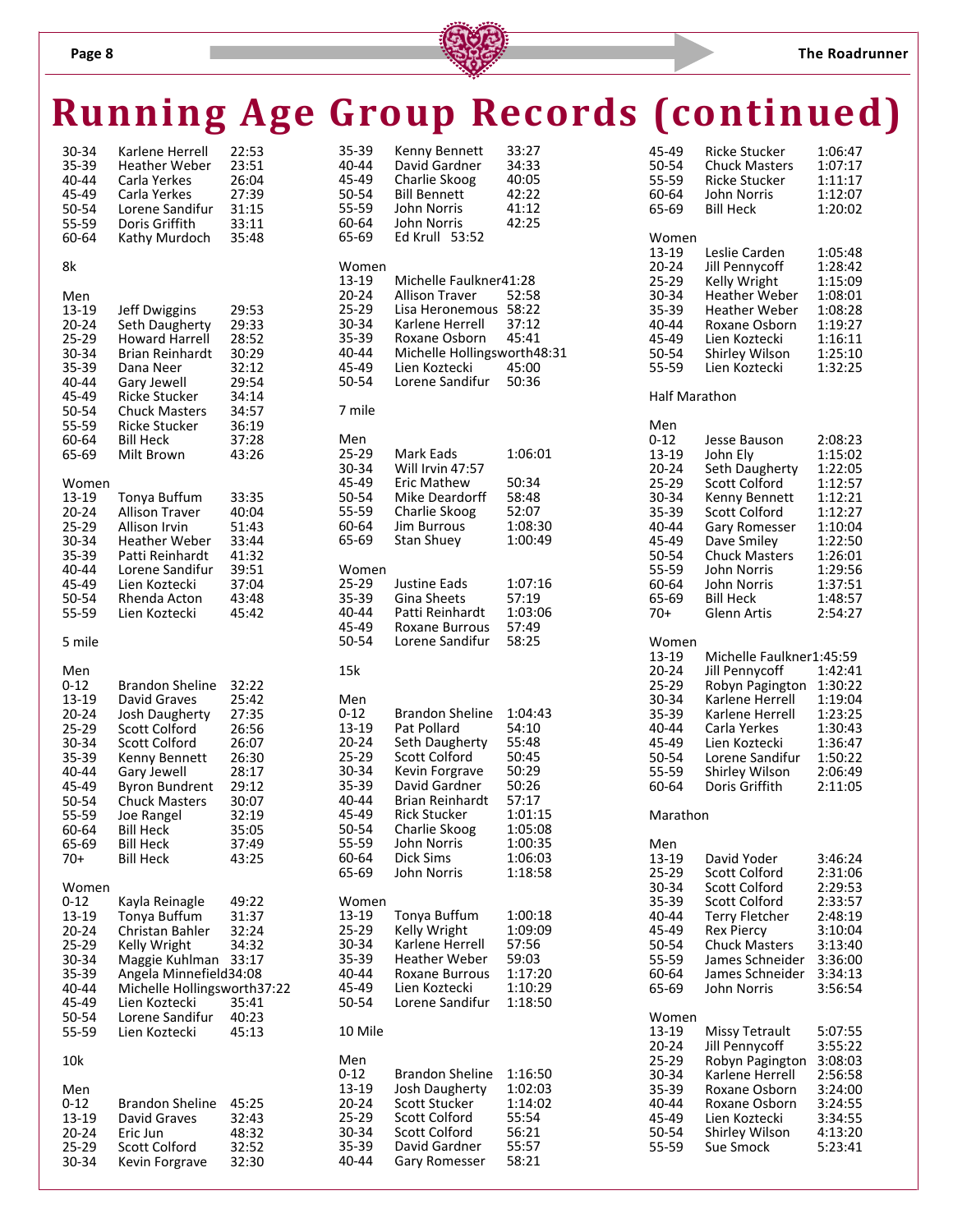# Running Age Group Records (continued)

| | | |
|---|---|---|
| 30-34 | Karlene Herrell | 22:53 |
| 35-39 | Heather Weber | 23:51 |
| 40-44 | Carla Yerkes | 26:04 |
| 45-49 | Carla Yerkes | 27:39 |
| 50-54 | Lorene Sandifur | 31:15 |
| 55-59 | Doris Griffith | 33:11 |
| 60-64 | Kathy Murdoch | 35:48 |

## 8k

Men

| | | |
|---|---|---|
| 13-19 | Jeff Dwiggins | 29:53 |
| 20-24 | Seth Daugherty | 29:33 |
| 25-29 | Howard Harrell | 28:52 |
| 30-34 | Brian Reinhardt | 30:29 |
| 35-39 | Dana Neer | 32:12 |
| 40-44 | Gary Jewell | 29:54 |
| 45-49 | Ricke Stucker | 34:14 |
| 50-54 | Chuck Masters | 34:57 |
| 55-59 | Ricke Stucker | 36:19 |
| 60-64 | Bill Heck | 37:28 |
| 65-69 | Milt Brown | 43:26 |

Women

| | | |
|---|---|---|
| 13-19 | Tonya Buffum | 33:35 |
| 20-24 | Allison Traver | 40:04 |
| 25-29 | Allison Irvin | 51:43 |
| 30-34 | Heather Weber | 33:44 |
| 35-39 | Patti Reinhardt | 41:32 |
| 40-44 | Lorene Sandifur | 39:51 |
| 45-49 | Lien Koztecki | 37:04 |
| 50-54 | Rhenda Acton | 43:48 |
| 55-59 | Lien Koztecki | 45:42 |

## 5 mile

Men

| | | |
|---|---|---|
| 0-12 | Brandon Sheline | 32:22 |
| 13-19 | David Graves | 25:42 |
| 20-24 | Josh Daugherty | 27:35 |
| 25-29 | Scott Colford | 26:56 |
| 30-34 | Scott Colford | 26:07 |
| 35-39 | Kenny Bennett | 26:30 |
| 40-44 | Gary Jewell | 28:17 |
| 45-49 | Byron Bundrent | 29:12 |
| 50-54 | Chuck Masters | 30:07 |
| 55-59 | Joe Rangel | 32:19 |
| 60-64 | Bill Heck | 35:05 |
| 65-69 | Bill Heck | 37:49 |
| 70+ | Bill Heck | 43:25 |

Women

| | | |
|---|---|---|
| 0-12 | Kayla Reinagle | 49:22 |
| 13-19 | Tonya Buffum | 31:37 |
| 20-24 | Christan Bahler | 32:24 |
| 25-29 | Kelly Wright | 34:32 |
| 30-34 | Maggie Kuhlman | 33:17 |
| 35-39 | Angela Minnefield | 34:08 |
| 40-44 | Michelle Hollingsworth | 37:22 |
| 45-49 | Lien Koztecki | 35:41 |
| 50-54 | Lorene Sandifur | 40:23 |
| 55-59 | Lien Koztecki | 45:13 |

## 10k

Men

| | | |
|---|---|---|
| 0-12 | Brandon Sheline | 45:25 |
| 13-19 | David Graves | 32:43 |
| 20-24 | Eric Jun | 48:32 |
| 25-29 | Scott Colford | 32:52 |
| 30-34 | Kevin Forgrave | 32:30 |
| 35-39 | Kenny Bennett | 33:27 |
| 40-44 | David Gardner | 34:33 |
| 45-49 | Charlie Skoog | 40:05 |
| 50-54 | Bill Bennett | 42:22 |
| 55-59 | John Norris | 41:12 |
| 60-64 | John Norris | 42:25 |
| 65-69 | Ed Krull | 53:52 |

Women

| | | |
|---|---|---|
| 13-19 | Michelle Faulkner | 41:28 |
| 20-24 | Allison Traver | 52:58 |
| 25-29 | Lisa Heronemous | 58:22 |
| 30-34 | Karlene Herrell | 37:12 |
| 35-39 | Roxane Osborn | 45:41 |
| 40-44 | Michelle Hollingsworth | 48:31 |
| 45-49 | Lien Koztecki | 45:00 |
| 50-54 | Lorene Sandifur | 50:36 |

## 7 mile

Men

| | | |
|---|---|---|
| 25-29 | Mark Eads | 1:06:01 |
| 30-34 | Will Irvin | 47:57 |
| 45-49 | Eric Mathew | 50:34 |
| 50-54 | Mike Deardorff | 58:48 |
| 55-59 | Charlie Skoog | 52:07 |
| 60-64 | Jim Burrous | 1:08:30 |
| 65-69 | Stan Shuey | 1:00:49 |

Women

| | | |
|---|---|---|
| 25-29 | Justine Eads | 1:07:16 |
| 35-39 | Gina Sheets | 57:19 |
| 40-44 | Patti Reinhardt | 1:03:06 |
| 45-49 | Roxane Burrous | 57:49 |
| 50-54 | Lorene Sandifur | 58:25 |

## 15k

Men

| | | |
|---|---|---|
| 0-12 | Brandon Sheline | 1:04:43 |
| 13-19 | Pat Pollard | 54:10 |
| 20-24 | Seth Daugherty | 55:48 |
| 25-29 | Scott Colford | 50:45 |
| 30-34 | Kevin Forgrave | 50:29 |
| 35-39 | David Gardner | 50:26 |
| 40-44 | Brian Reinhardt | 57:17 |
| 45-49 | Rick Stucker | 1:01:15 |
| 50-54 | Charlie Skoog | 1:05:08 |
| 55-59 | John Norris | 1:00:35 |
| 60-64 | Dick Sims | 1:06:03 |
| 65-69 | John Norris | 1:18:58 |

Women

| | | |
|---|---|---|
| 13-19 | Tonya Buffum | 1:00:18 |
| 25-29 | Kelly Wright | 1:09:09 |
| 30-34 | Karlene Herrell | 57:56 |
| 35-39 | Heather Weber | 59:03 |
| 40-44 | Roxane Burrous | 1:17:20 |
| 45-49 | Lien Koztecki | 1:10:29 |
| 50-54 | Lorene Sandifur | 1:18:50 |

## 10 Mile

Men

| | | |
|---|---|---|
| 0-12 | Brandon Sheline | 1:16:50 |
| 13-19 | Josh Daugherty | 1:02:03 |
| 20-24 | Scott Stucker | 1:14:02 |
| 25-29 | Scott Colford | 55:54 |
| 30-34 | Scott Colford | 56:21 |
| 35-39 | David Gardner | 55:57 |
| 40-44 | Gary Romesser | 58:21 |
| 45-49 | Ricke Stucker | 1:06:47 |
| 50-54 | Chuck Masters | 1:07:17 |
| 55-59 | Ricke Stucker | 1:11:17 |
| 60-64 | John Norris | 1:12:07 |
| 65-69 | Bill Heck | 1:20:02 |

Women

| | | |
|---|---|---|
| 13-19 | Leslie Carden | 1:05:48 |
| 20-24 | Jill Pennycoff | 1:28:42 |
| 25-29 | Kelly Wright | 1:15:09 |
| 30-34 | Heather Weber | 1:08:01 |
| 35-39 | Heather Weber | 1:08:28 |
| 40-44 | Roxane Osborn | 1:19:27 |
| 45-49 | Lien Koztecki | 1:16:11 |
| 50-54 | Shirley Wilson | 1:25:10 |
| 55-59 | Lien Koztecki | 1:32:25 |

## Half Marathon

Men

| | | |
|---|---|---|
| 0-12 | Jesse Bauson | 2:08:23 |
| 13-19 | John Ely | 1:15:02 |
| 20-24 | Seth Daugherty | 1:22:05 |
| 25-29 | Scott Colford | 1:12:57 |
| 30-34 | Kenny Bennett | 1:12:21 |
| 35-39 | Scott Colford | 1:12:27 |
| 40-44 | Gary Romesser | 1:10:04 |
| 45-49 | Dave Smiley | 1:22:50 |
| 50-54 | Chuck Masters | 1:26:01 |
| 55-59 | John Norris | 1:29:56 |
| 60-64 | John Norris | 1:37:51 |
| 65-69 | Bill Heck | 1:48:57 |
| 70+ | Glenn Artis | 2:54:27 |

Women

| | | |
|---|---|---|
| 13-19 | Michelle Faulkner | 1:45:59 |
| 20-24 | Jill Pennycoff | 1:42:41 |
| 25-29 | Robyn Pagington | 1:30:22 |
| 30-34 | Karlene Herrell | 1:19:04 |
| 35-39 | Karlene Herrell | 1:23:25 |
| 40-44 | Carla Yerkes | 1:30:43 |
| 45-49 | Lien Koztecki | 1:36:47 |
| 50-54 | Lorene Sandifur | 1:50:22 |
| 55-59 | Shirley Wilson | 2:06:49 |
| 60-64 | Doris Griffith | 2:11:05 |

## Marathon

Men

| | | |
|---|---|---|
| 13-19 | David Yoder | 3:46:24 |
| 25-29 | Scott Colford | 2:31:06 |
| 30-34 | Scott Colford | 2:29:53 |
| 35-39 | Scott Colford | 2:33:57 |
| 40-44 | Terry Fletcher | 2:48:19 |
| 45-49 | Rex Piercy | 3:10:04 |
| 50-54 | Chuck Masters | 3:13:40 |
| 55-59 | James Schneider | 3:36:00 |
| 60-64 | James Schneider | 3:34:13 |
| 65-69 | John Norris | 3:56:54 |

Women

| | | |
|---|---|---|
| 13-19 | Missy Tetrault | 5:07:55 |
| 20-24 | Jill Pennycoff | 3:55:22 |
| 25-29 | Robyn Pagington | 3:08:03 |
| 30-34 | Karlene Herrell | 2:56:58 |
| 35-39 | Roxane Osborn | 3:24:00 |
| 40-44 | Roxane Osborn | 3:24:55 |
| 45-49 | Lien Koztecki | 3:34:55 |
| 50-54 | Shirley Wilson | 4:13:20 |
| 55-59 | Sue Smock | 5:23:41 |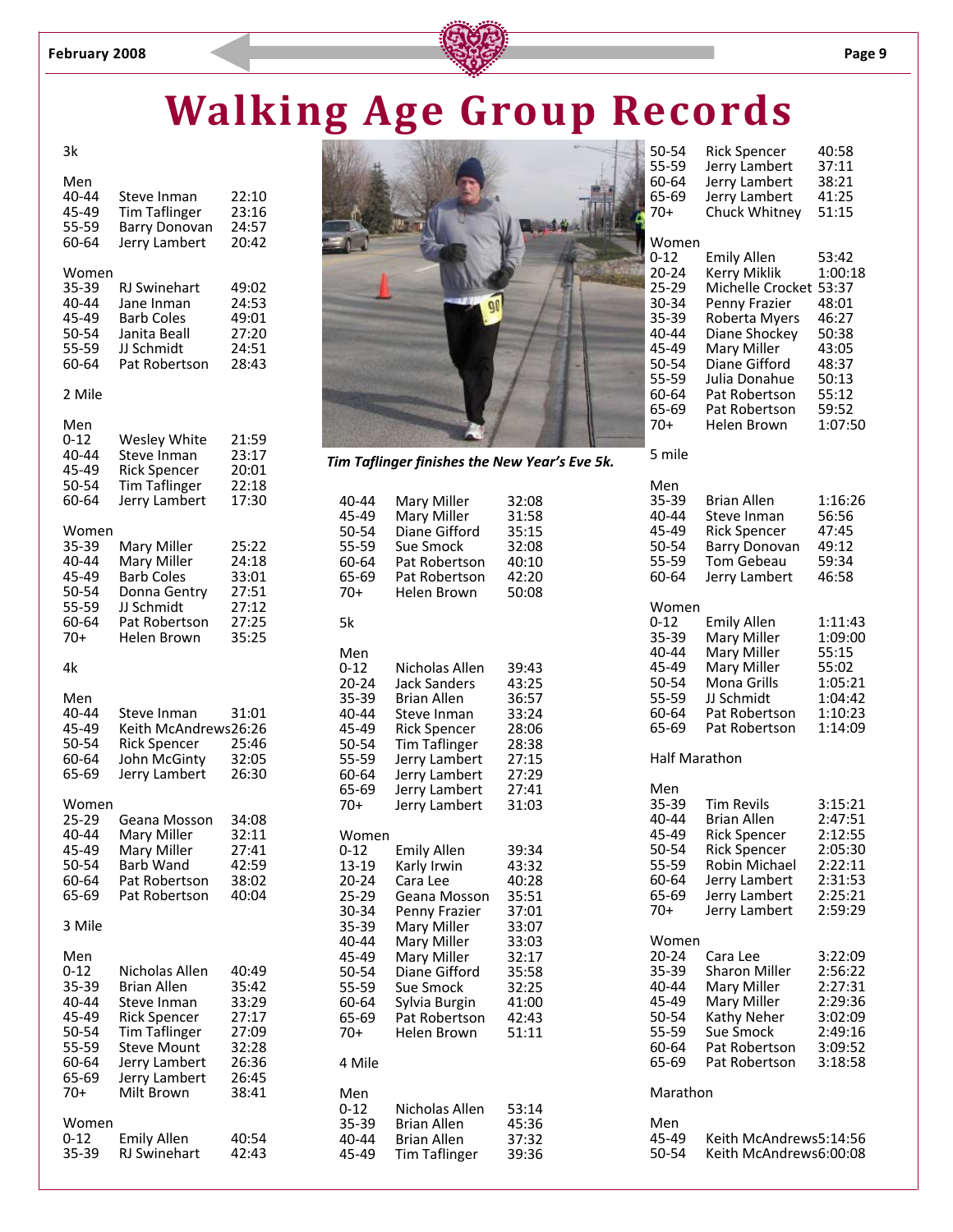# Walking Age Group Records

## 3k

**Men**

| Age | Name | Time |
|---|---|---|
| 40-44 | Steve Inman | 22:10 |
| 45-49 | Tim Taflinger | 23:16 |
| 55-59 | Barry Donovan | 24:57 |
| 60-64 | Jerry Lambert | 20:42 |

**Women**

| Age | Name | Time |
|---|---|---|
| 35-39 | RJ Swinehart | 49:02 |
| 40-44 | Jane Inman | 24:53 |
| 45-49 | Barb Coles | 49:01 |
| 50-54 | Janita Beall | 27:20 |
| 55-59 | JJ Schmidt | 24:51 |
| 60-64 | Pat Robertson | 28:43 |

## 2 Mile

**Men**

| Age | Name | Time |
|---|---|---|
| 0-12 | Wesley White | 21:59 |
| 40-44 | Steve Inman | 23:17 |
| 45-49 | Rick Spencer | 20:01 |
| 50-54 | Tim Taflinger | 22:18 |
| 60-64 | Jerry Lambert | 17:30 |

**Women**

| Age | Name | Time |
|---|---|---|
| 35-39 | Mary Miller | 25:22 |
| 40-44 | Mary Miller | 24:18 |
| 45-49 | Barb Coles | 33:01 |
| 50-54 | Donna Gentry | 27:51 |
| 55-59 | JJ Schmidt | 27:12 |
| 60-64 | Pat Robertson | 27:25 |
| 70+ | Helen Brown | 35:25 |

## 4k

**Men**

| Age | Name | Time |
|---|---|---|
| 40-44 | Steve Inman | 31:01 |
| 45-49 | Keith McAndrews | 26:26 |
| 50-54 | Rick Spencer | 25:46 |
| 60-64 | John McGinty | 32:05 |
| 65-69 | Jerry Lambert | 26:30 |

**Women**

| Age | Name | Time |
|---|---|---|
| 25-29 | Geana Mosson | 34:08 |
| 40-44 | Mary Miller | 32:11 |
| 45-49 | Mary Miller | 27:41 |
| 50-54 | Barb Wand | 42:59 |
| 60-64 | Pat Robertson | 38:02 |
| 65-69 | Pat Robertson | 40:04 |

## 3 Mile

**Men**

| Age | Name | Time |
|---|---|---|
| 0-12 | Nicholas Allen | 40:49 |
| 35-39 | Brian Allen | 35:42 |
| 40-44 | Steve Inman | 33:29 |
| 45-49 | Rick Spencer | 27:17 |
| 50-54 | Tim Taflinger | 27:09 |
| 55-59 | Steve Mount | 32:28 |
| 60-64 | Jerry Lambert | 26:36 |
| 65-69 | Jerry Lambert | 26:45 |
| 70+ | Milt Brown | 38:41 |

**Women**

| Age | Name | Time |
|---|---|---|
| 0-12 | Emily Allen | 40:54 |
| 35-39 | RJ Swinehart | 42:43 |
| 40-44 | Mary Miller | 32:08 |
| 45-49 | Mary Miller | 31:58 |
| 50-54 | Diane Gifford | 35:15 |
| 55-59 | Sue Smock | 32:08 |
| 60-64 | Pat Robertson | 40:10 |
| 65-69 | Pat Robertson | 42:20 |
| 70+ | Helen Brown | 50:08 |

*Tim Taflinger finishes the New Year's Eve 5k.*

## 5k

**Men**

| Age | Name | Time |
|---|---|---|
| 0-12 | Nicholas Allen | 39:43 |
| 20-24 | Jack Sanders | 43:25 |
| 35-39 | Brian Allen | 36:57 |
| 40-44 | Steve Inman | 33:24 |
| 45-49 | Rick Spencer | 28:06 |
| 50-54 | Tim Taflinger | 28:38 |
| 55-59 | Jerry Lambert | 27:15 |
| 60-64 | Jerry Lambert | 27:29 |
| 65-69 | Jerry Lambert | 27:41 |
| 70+ | Jerry Lambert | 31:03 |

**Women**

| Age | Name | Time |
|---|---|---|
| 0-12 | Emily Allen | 39:34 |
| 13-19 | Karly Irwin | 43:32 |
| 20-24 | Cara Lee | 40:28 |
| 25-29 | Geana Mosson | 35:51 |
| 30-34 | Penny Frazier | 37:01 |
| 35-39 | Mary Miller | 33:07 |
| 40-44 | Mary Miller | 33:03 |
| 45-49 | Mary Miller | 32:17 |
| 50-54 | Diane Gifford | 35:58 |
| 55-59 | Sue Smock | 32:25 |
| 60-64 | Sylvia Burgin | 41:00 |
| 65-69 | Pat Robertson | 42:43 |
| 70+ | Helen Brown | 51:11 |

## 4 Mile

**Men**

| Age | Name | Time |
|---|---|---|
| 0-12 | Nicholas Allen | 53:14 |
| 35-39 | Brian Allen | 45:36 |
| 40-44 | Brian Allen | 37:32 |
| 45-49 | Tim Taflinger | 39:36 |
| 50-54 | Rick Spencer | 40:58 |
| 55-59 | Jerry Lambert | 37:11 |
| 60-64 | Jerry Lambert | 38:21 |
| 65-69 | Jerry Lambert | 41:25 |
| 70+ | Chuck Whitney | 51:15 |

**Women**

| Age | Name | Time |
|---|---|---|
| 0-12 | Emily Allen | 53:42 |
| 20-24 | Kerry Miklik | 1:00:18 |
| 25-29 | Michelle Crocket | 53:37 |
| 30-34 | Penny Frazier | 48:01 |
| 35-39 | Roberta Myers | 46:27 |
| 40-44 | Diane Shockey | 50:38 |
| 45-49 | Mary Miller | 43:05 |
| 50-54 | Diane Gifford | 48:37 |
| 55-59 | Julia Donahue | 50:13 |
| 60-64 | Pat Robertson | 55:12 |
| 65-69 | Pat Robertson | 59:52 |
| 70+ | Helen Brown | 1:07:50 |

## 5 mile

**Men**

| Age | Name | Time |
|---|---|---|
| 35-39 | Brian Allen | 1:16:26 |
| 40-44 | Steve Inman | 56:56 |
| 45-49 | Rick Spencer | 47:45 |
| 50-54 | Barry Donovan | 49:12 |
| 55-59 | Tom Gebeau | 59:34 |
| 60-64 | Jerry Lambert | 46:58 |

**Women**

| Age | Name | Time |
|---|---|---|
| 0-12 | Emily Allen | 1:11:43 |
| 35-39 | Mary Miller | 1:09:00 |
| 40-44 | Mary Miller | 55:15 |
| 45-49 | Mary Miller | 55:02 |
| 50-54 | Mona Grills | 1:05:21 |
| 55-59 | JJ Schmidt | 1:04:42 |
| 60-64 | Pat Robertson | 1:10:23 |
| 65-69 | Pat Robertson | 1:14:09 |

## Half Marathon

**Men**

| Age | Name | Time |
|---|---|---|
| 35-39 | Tim Revils | 3:15:21 |
| 40-44 | Brian Allen | 2:47:51 |
| 45-49 | Rick Spencer | 2:12:55 |
| 50-54 | Rick Spencer | 2:05:30 |
| 55-59 | Robin Michael | 2:22:11 |
| 60-64 | Jerry Lambert | 2:31:53 |
| 65-69 | Jerry Lambert | 2:25:21 |
| 70+ | Jerry Lambert | 2:59:29 |

**Women**

| Age | Name | Time |
|---|---|---|
| 20-24 | Cara Lee | 3:22:09 |
| 35-39 | Sharon Miller | 2:56:22 |
| 40-44 | Mary Miller | 2:27:31 |
| 45-49 | Mary Miller | 2:29:36 |
| 50-54 | Kathy Neher | 3:02:09 |
| 55-59 | Sue Smock | 2:49:16 |
| 60-64 | Pat Robertson | 3:09:52 |
| 65-69 | Pat Robertson | 3:18:58 |

## Marathon

**Men**

| Age | Name | Time |
|---|---|---|
| 45-49 | Keith McAndrews | 5:14:56 |
| 50-54 | Keith McAndrews | 6:00:08 |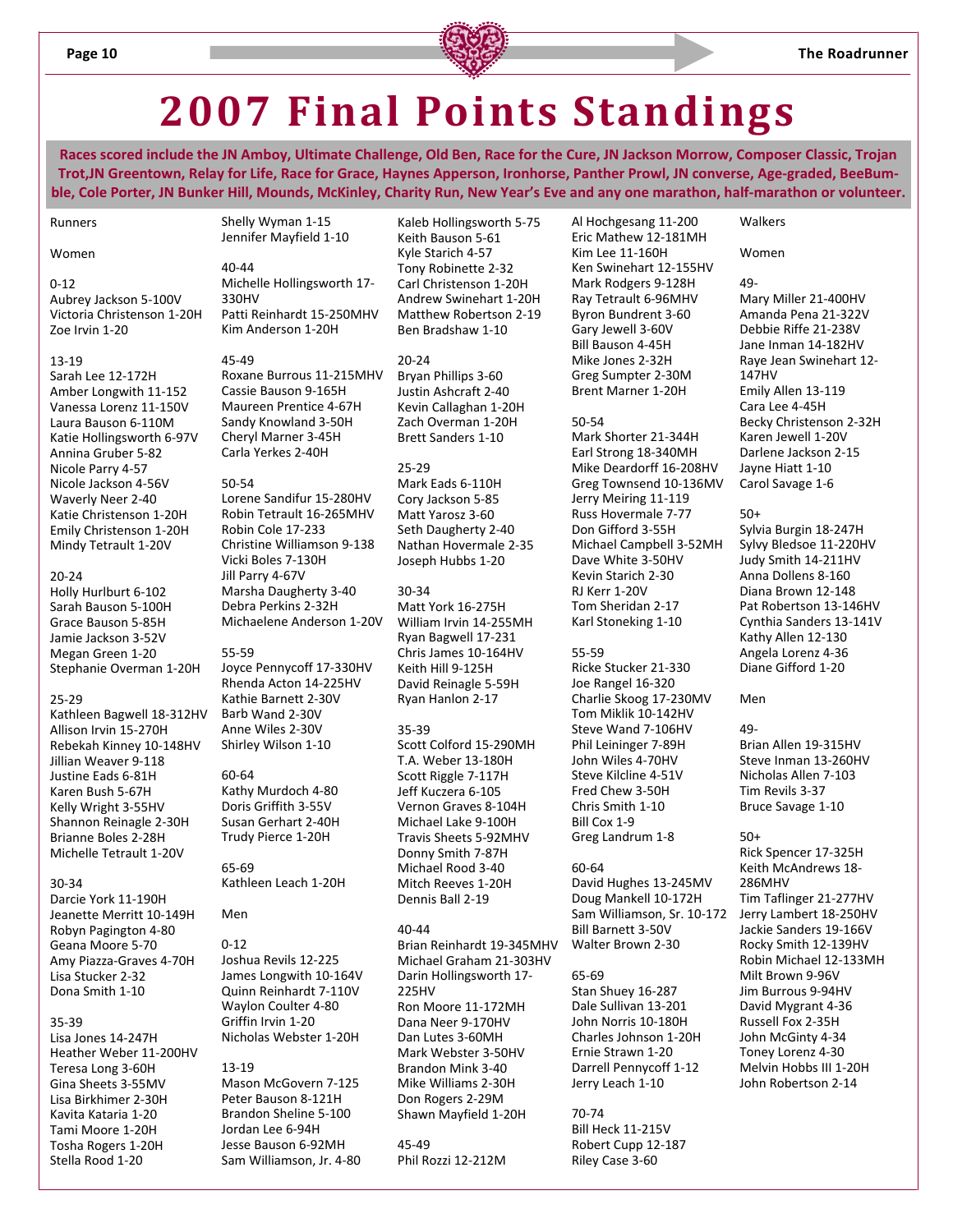# 2007 Final Points Standings

**Races scored include the JN Amboy, Ultimate Challenge, Old Ben, Race for the Cure, JN Jackson Morrow, Composer Classic, Trojan Trot,JN Greentown, Relay for Life, Race for Grace, Haynes Apperson, Ironhorse, Panther Prowl, JN converse, Age-graded, BeeBumble, Cole Porter, JN Bunker Hill, Mounds, McKinley, Charity Run, New Year's Eve and any one marathon, half-marathon or volunteer.**

## Runners

### Women

0-12
Aubrey Jackson 5-100V
Victoria Christenson 1-20H
Zoe Irvin 1-20

13-19
Sarah Lee 12-172H
Amber Longwith 11-152
Vanessa Lorenz 11-150V
Laura Bauson 6-110M
Katie Hollingsworth 6-97V
Annina Gruber 5-82
Nicole Parry 4-57
Nicole Jackson 4-56V
Waverly Neer 2-40
Katie Christenson 1-20H
Emily Christenson 1-20H
Mindy Tetrault 1-20V

20-24
Holly Hurlburt 6-102
Sarah Bauson 5-100H
Grace Bauson 5-85H
Jamie Jackson 3-52V
Megan Green 1-20
Stephanie Overman 1-20H

25-29
Kathleen Bagwell 18-312HV
Allison Irvin 15-270H
Rebekah Kinney 10-148HV
Jillian Weaver 9-118
Justine Eads 6-81H
Karen Bush 5-67H
Kelly Wright 3-55HV
Shannon Reinagle 2-30H
Brianne Boles 2-28H
Michelle Tetrault 1-20V

30-34
Darcie York 11-190H
Jeanette Merritt 10-149H
Robyn Pagington 4-80
Geana Moore 5-70
Amy Piazza-Graves 4-70H
Lisa Stucker 2-32
Dona Smith 1-10

35-39
Lisa Jones 14-247H
Heather Weber 11-200HV
Teresa Long 3-60H
Gina Sheets 3-55MV
Lisa Birkhimer 2-30H
Kavita Kataria 1-20
Tami Moore 1-20H
Tosha Rogers 1-20H
Stella Rood 1-20
Shelly Wyman 1-15
Jennifer Mayfield 1-10

40-44
Michelle Hollingsworth 17-330HV
Patti Reinhardt 15-250MHV
Kim Anderson 1-20H

45-49
Roxane Burrous 11-215MHV
Cassie Bauson 9-165H
Maureen Prentice 4-67H
Sandy Knowland 3-50H
Cheryl Marner 3-45H
Carla Yerkes 2-40H

50-54
Lorene Sandifur 15-280HV
Robin Tetrault 16-265MHV
Robin Cole 17-233
Christine Williamson 9-138
Vicki Boles 7-130H
Jill Parry 4-67V
Marsha Daugherty 3-40
Debra Perkins 2-32H
Michaelene Anderson 1-20V

55-59
Joyce Pennycoff 17-330HV
Rhenda Acton 14-225HV
Kathie Barnett 2-30V
Barb Wand 2-30V
Anne Wiles 2-30V
Shirley Wilson 1-10

60-64
Kathy Murdoch 4-80
Doris Griffith 3-55V
Susan Gerhart 2-40H
Trudy Pierce 1-20H

65-69
Kathleen Leach 1-20H

### Men

0-12
Joshua Revils 12-225
James Longwith 10-164V
Quinn Reinhardt 7-110V
Waylon Coulter 4-80
Griffin Irvin 1-20
Nicholas Webster 1-20H

13-19
Mason McGovern 7-125
Peter Bauson 8-121H
Brandon Sheline 5-100
Jordan Lee 6-94H
Jesse Bauson 6-92MH
Sam Williamson, Jr. 4-80
Kaleb Hollingsworth 5-75
Keith Bauson 5-61
Kyle Starich 4-57
Tony Robinette 2-32
Carl Christenson 1-20H
Andrew Swinehart 1-20H
Matthew Robertson 2-19
Ben Bradshaw 1-10

20-24
Bryan Phillips 3-60
Justin Ashcraft 2-40
Kevin Callaghan 1-20H
Zach Overman 1-20H
Brett Sanders 1-10

25-29
Mark Eads 6-110H
Cory Jackson 5-85
Matt Yarosz 3-60
Seth Daugherty 2-40
Nathan Hovermale 2-35
Joseph Hubbs 1-20

30-34
Matt York 16-275H
William Irvin 14-255MH
Ryan Bagwell 17-231
Chris James 10-164HV
Keith Hill 9-125H
David Reinagle 5-59H
Ryan Hanlon 2-17

35-39
Scott Colford 15-290MH
T.A. Weber 13-180H
Scott Riggle 7-117H
Jeff Kuczera 6-105
Vernon Graves 8-104H
Michael Lake 9-100H
Travis Sheets 5-92MHV
Donny Smith 7-87H
Michael Rood 3-40
Mitch Reeves 1-20H
Dennis Ball 2-19

40-44
Brian Reinhardt 19-345MHV
Michael Graham 21-303HV
Darin Hollingsworth 17-225HV
Ron Moore 11-172MH
Dana Neer 9-170HV
Dan Lutes 3-60MH
Mark Webster 3-50HV
Brandon Mink 3-40
Mike Williams 2-30H
Don Rogers 2-29M
Shawn Mayfield 1-20H

45-49
Phil Rozzi 12-212M
Al Hochgesang 11-200
Eric Mathew 12-181MH
Kim Lee 11-160H
Ken Swinehart 12-155HV
Mark Rodgers 9-128H
Ray Tetrault 6-96MHV
Byron Bundrent 3-60
Gary Jewell 3-60V
Bill Bauson 4-45H
Mike Jones 2-32H
Greg Sumpter 2-30M
Brent Marner 1-20H

50-54
Mark Shorter 21-344H
Earl Strong 18-340MH
Mike Deardorff 16-208HV
Greg Townsend 10-136MV
Jerry Meiring 11-119
Russ Hovermale 7-77
Don Gifford 3-55H
Michael Campbell 3-52MH
Dave White 3-50HV
Kevin Starich 2-30
RJ Kerr 1-20V
Tom Sheridan 2-17
Karl Stoneking 1-10

55-59
Ricke Stucker 21-330
Joe Rangel 16-320
Charlie Skoog 17-230MV
Tom Miklik 10-142HV
Steve Wand 7-106HV
Phil Leininger 7-89H
John Wiles 4-70HV
Steve Kilcline 4-51V
Fred Chew 3-50H
Chris Smith 1-10
Bill Cox 1-9
Greg Landrum 1-8

60-64
David Hughes 13-245MV
Doug Mankell 10-172H
Sam Williamson, Sr. 10-172
Bill Barnett 3-50V
Walter Brown 2-30

65-69
Stan Shuey 16-287
Dale Sullivan 13-201
John Norris 10-180H
Charles Johnson 1-20H
Ernie Strawn 1-20
Darrell Pennycoff 1-12
Jerry Leach 1-10

70-74
Bill Heck 11-215V
Robert Cupp 12-187
Riley Case 3-60

## Walkers

### Women

49-
Mary Miller 21-400HV
Amanda Pena 21-322V
Debbie Riffe 21-238V
Jane Inman 14-182HV
Raye Jean Swinehart 12-147HV
Emily Allen 13-119
Cara Lee 4-45H
Becky Christenson 2-32H
Karen Jewell 1-20V
Darlene Jackson 2-15
Jayne Hiatt 1-10
Carol Savage 1-6

50+
Sylvia Burgin 18-247H
Sylvy Bledsoe 11-220HV
Judy Smith 14-211HV
Anna Dollens 8-160
Diana Brown 12-148
Pat Robertson 13-146HV
Cynthia Sanders 13-141V
Kathy Allen 12-130
Angela Lorenz 4-36
Diane Gifford 1-20

### Men

49-
Brian Allen 19-315HV
Steve Inman 13-260HV
Nicholas Allen 7-103
Tim Revils 3-37
Bruce Savage 1-10

50+
Rick Spencer 17-325H
Keith McAndrews 18-286MHV
Tim Taflinger 21-277HV
Jerry Lambert 18-250HV
Jackie Sanders 19-166V
Rocky Smith 12-139HV
Robin Michael 12-133MH
Milt Brown 9-96V
Jim Burrous 9-94HV
David Mygrant 4-36
Russell Fox 2-35H
John McGinty 4-34
Toney Lorenz 4-30
Melvin Hobbs III 1-20H
John Robertson 2-14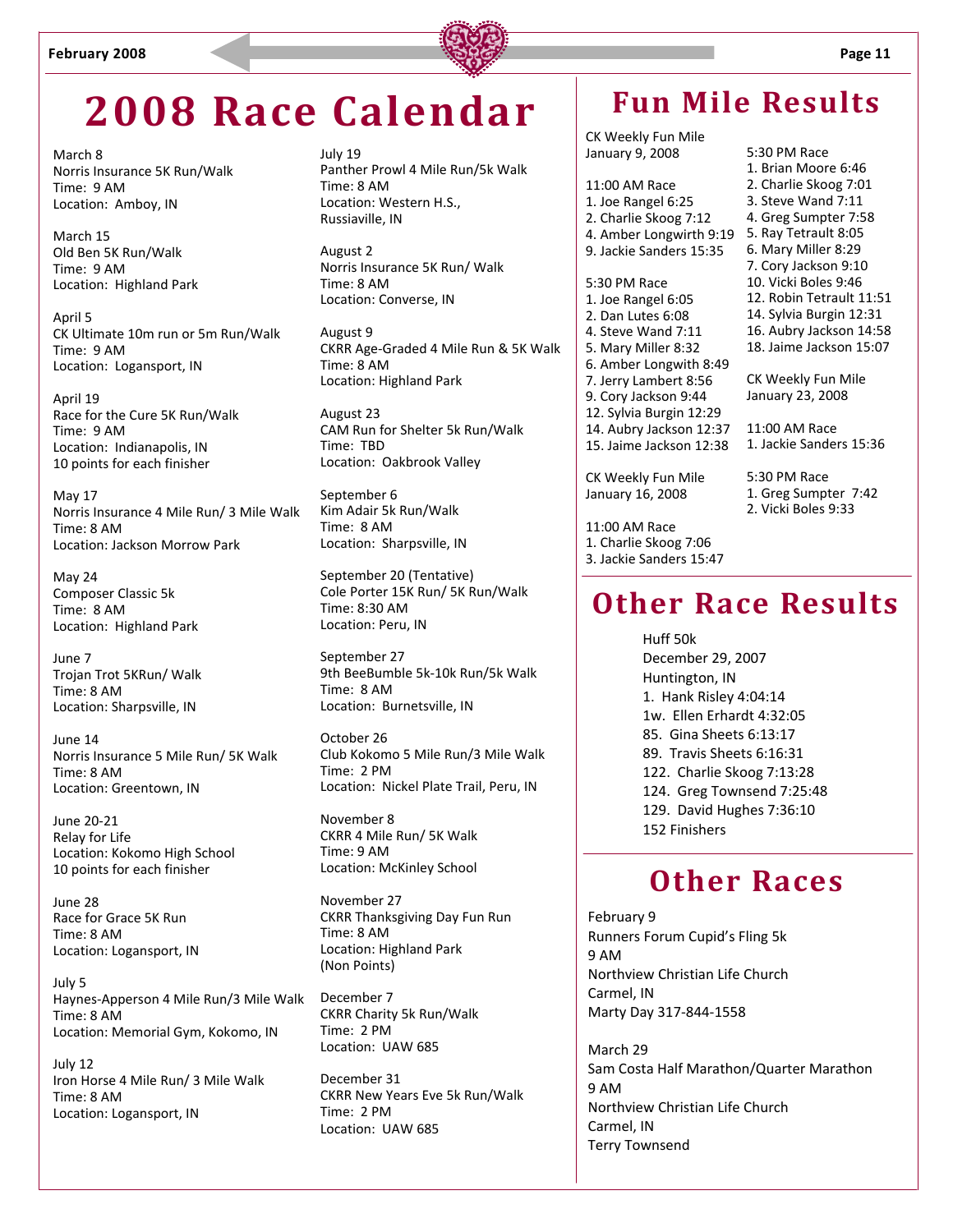# 2008 Race Calendar

March 8
Norris Insurance 5K Run/Walk
Time: 9 AM
Location: Amboy, IN

March 15
Old Ben 5K Run/Walk
Time: 9 AM
Location: Highland Park

April 5
CK Ultimate 10m run or 5m Run/Walk
Time: 9 AM
Location: Logansport, IN

April 19
Race for the Cure 5K Run/Walk
Time: 9 AM
Location: Indianapolis, IN
10 points for each finisher

May 17
Norris Insurance 4 Mile Run/ 3 Mile Walk
Time: 8 AM
Location: Jackson Morrow Park

May 24
Composer Classic 5k
Time: 8 AM
Location: Highland Park

June 7
Trojan Trot 5KRun/ Walk
Time: 8 AM
Location: Sharpsville, IN

June 14
Norris Insurance 5 Mile Run/ 5K Walk
Time: 8 AM
Location: Greentown, IN

June 20-21
Relay for Life
Location: Kokomo High School
10 points for each finisher

June 28
Race for Grace 5K Run
Time: 8 AM
Location: Logansport, IN

July 5
Haynes-Apperson 4 Mile Run/3 Mile Walk
Time: 8 AM
Location: Memorial Gym, Kokomo, IN

July 12
Iron Horse 4 Mile Run/ 3 Mile Walk
Time: 8 AM
Location: Logansport, IN

July 19
Panther Prowl 4 Mile Run/5k Walk
Time: 8 AM
Location: Western H.S., Russiaville, IN

August 2
Norris Insurance 5K Run/ Walk
Time: 8 AM
Location: Converse, IN

August 9
CKRR Age-Graded 4 Mile Run & 5K Walk
Time: 8 AM
Location: Highland Park

August 23
CAM Run for Shelter 5k Run/Walk
Time: TBD
Location: Oakbrook Valley

September 6
Kim Adair 5k Run/Walk
Time: 8 AM
Location: Sharpsville, IN

September 20 (Tentative)
Cole Porter 15K Run/ 5K Run/Walk
Time: 8:30 AM
Location: Peru, IN

September 27
9th BeeBumble 5k-10k Run/5k Walk
Time: 8 AM
Location: Burnetsville, IN

October 26
Club Kokomo 5 Mile Run/3 Mile Walk
Time: 2 PM
Location: Nickel Plate Trail, Peru, IN

November 8
CKRR 4 Mile Run/ 5K Walk
Time: 9 AM
Location: McKinley School

November 27
CKRR Thanksgiving Day Fun Run
Time: 8 AM
Location: Highland Park
(Non Points)

December 7
CKRR Charity 5k Run/Walk
Time: 2 PM
Location: UAW 685

December 31
CKRR New Years Eve 5k Run/Walk
Time: 2 PM
Location: UAW 685

# Fun Mile Results

CK Weekly Fun Mile
January 9, 2008

11:00 AM Race
1. Joe Rangel 6:25
2. Charlie Skoog 7:12
4. Amber Longwirth 9:19
9. Jackie Sanders 15:35

5:30 PM Race
1. Joe Rangel 6:05
2. Dan Lutes 6:08
4. Steve Wand 7:11
5. Mary Miller 8:32
6. Amber Longwith 8:49
7. Jerry Lambert 8:56
9. Cory Jackson 9:44
12. Sylvia Burgin 12:29
14. Aubry Jackson 12:37
15. Jaime Jackson 12:38

CK Weekly Fun Mile
January 16, 2008

11:00 AM Race
1. Charlie Skoog 7:06
3. Jackie Sanders 15:47

5:30 PM Race
1. Brian Moore 6:46
2. Charlie Skoog 7:01
3. Steve Wand 7:11
4. Greg Sumpter 7:58
5. Ray Tetrault 8:05
6. Mary Miller 8:29
7. Cory Jackson 9:10
10. Vicki Boles 9:46
12. Robin Tetrault 11:51
14. Sylvia Burgin 12:31
16. Aubry Jackson 14:58
18. Jaime Jackson 15:07

CK Weekly Fun Mile
January 23, 2008

11:00 AM Race
1. Jackie Sanders 15:36

5:30 PM Race
1. Greg Sumpter 7:42
2. Vicki Boles 9:33

# Other Race Results

Huff 50k
December 29, 2007
Huntington, IN
1. Hank Risley 4:04:14
1w. Ellen Erhardt 4:32:05
85. Gina Sheets 6:13:17
89. Travis Sheets 6:16:31
122. Charlie Skoog 7:13:28
124. Greg Townsend 7:25:48
129. David Hughes 7:36:10
152 Finishers

# Other Races

February 9
Runners Forum Cupid's Fling 5k
9 AM
Northview Christian Life Church
Carmel, IN
Marty Day 317-844-1558

March 29
Sam Costa Half Marathon/Quarter Marathon
9 AM
Northview Christian Life Church
Carmel, IN
Terry Townsend